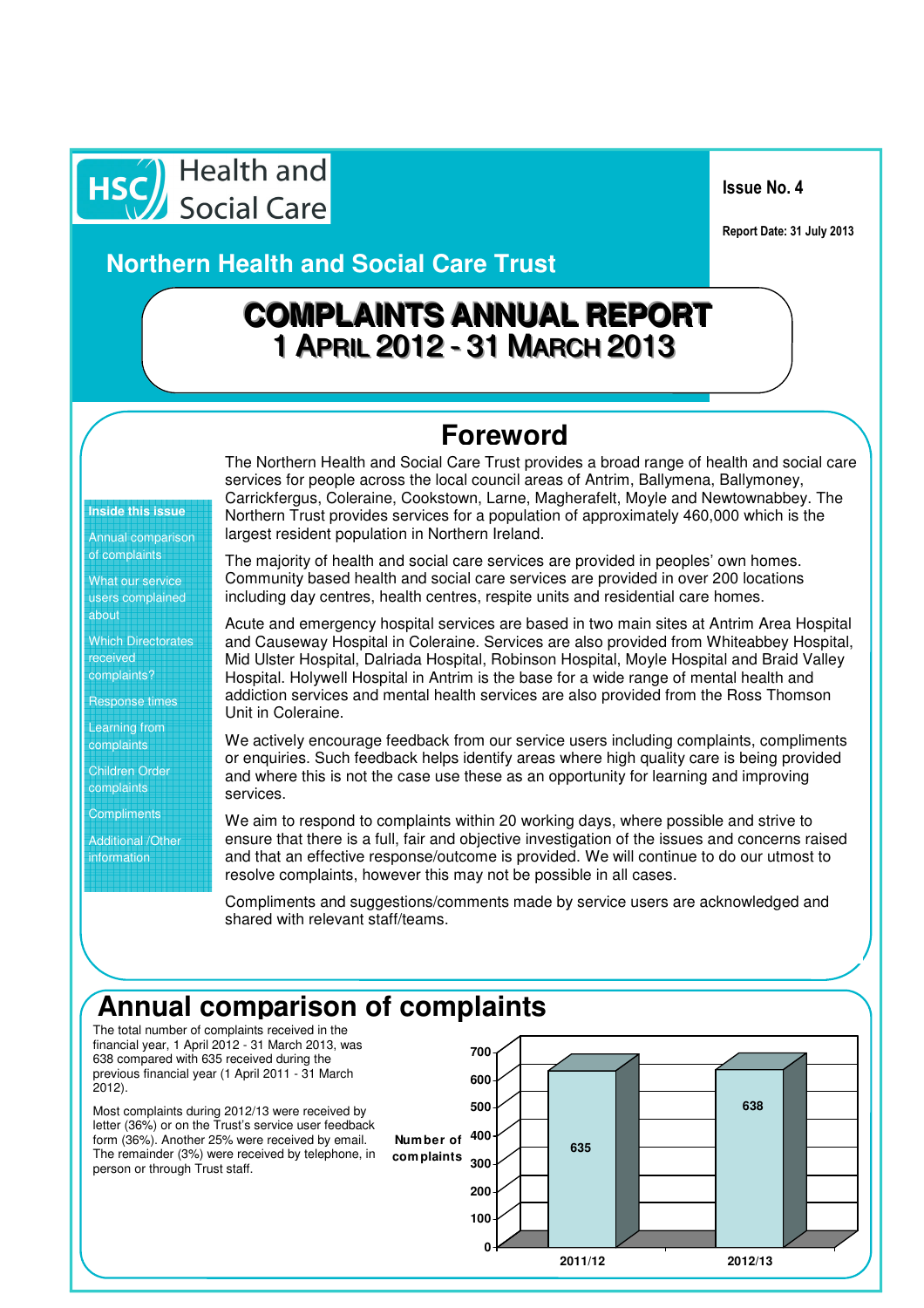Health and Social Care

**Issue No. 4**

**Report Date: 31 July 2013**

## Northern Health and Social Care Trust

# COMPLAINTS ANNUAL REPORT
# 1 April 2012 - 31 March 2013

**Inside this issue**

- Annual comparison of complaints
- What our service users complained about
- Which Directorates received complaints?
- Response times
- Learning from complaints
- Children Order complaints
- Compliments
- Additional /Other information

## Foreword

The Northern Health and Social Care Trust provides a broad range of health and social care services for people across the local council areas of Antrim, Ballymena, Ballymoney, Carrickfergus, Coleraine, Cookstown, Larne, Magherafelt, Moyle and Newtownabbey. The Northern Trust provides services for a population of approximately 460,000 which is the largest resident population in Northern Ireland.

The majority of health and social care services are provided in peoples' own homes. Community based health and social care services are provided in over 200 locations including day centres, health centres, respite units and residential care homes.

Acute and emergency hospital services are based in two main sites at Antrim Area Hospital and Causeway Hospital in Coleraine. Services are also provided from Whiteabbey Hospital, Mid Ulster Hospital, Dalriada Hospital, Robinson Hospital, Moyle Hospital and Braid Valley Hospital. Holywell Hospital in Antrim is the base for a wide range of mental health and addiction services and mental health services are also provided from the Ross Thomson Unit in Coleraine.

We actively encourage feedback from our service users including complaints, compliments or enquiries. Such feedback helps identify areas where high quality care is being provided and where this is not the case use these as an opportunity for learning and improving services.

We aim to respond to complaints within 20 working days, where possible and strive to ensure that there is a full, fair and objective investigation of the issues and concerns raised and that an effective response/outcome is provided. We will continue to do our utmost to resolve complaints, however this may not be possible in all cases.

Compliments and suggestions/comments made by service users are acknowledged and shared with relevant staff/teams.

## Annual comparison of complaints

The total number of complaints received in the financial year, 1 April 2012 - 31 March 2013, was 638 compared with 635 received during the previous financial year (1 April 2011 - 31 March 2012).

Most complaints during 2012/13 were received by letter (36%) or on the Trust's service user feedback form (36%). Another 25% were received by email. The remainder (3%) were received by telephone, in person or through Trust staff.

| Year | Number of complaints |
|---|---|
| 2011/12 | 635 |
| 2012/13 | 638 |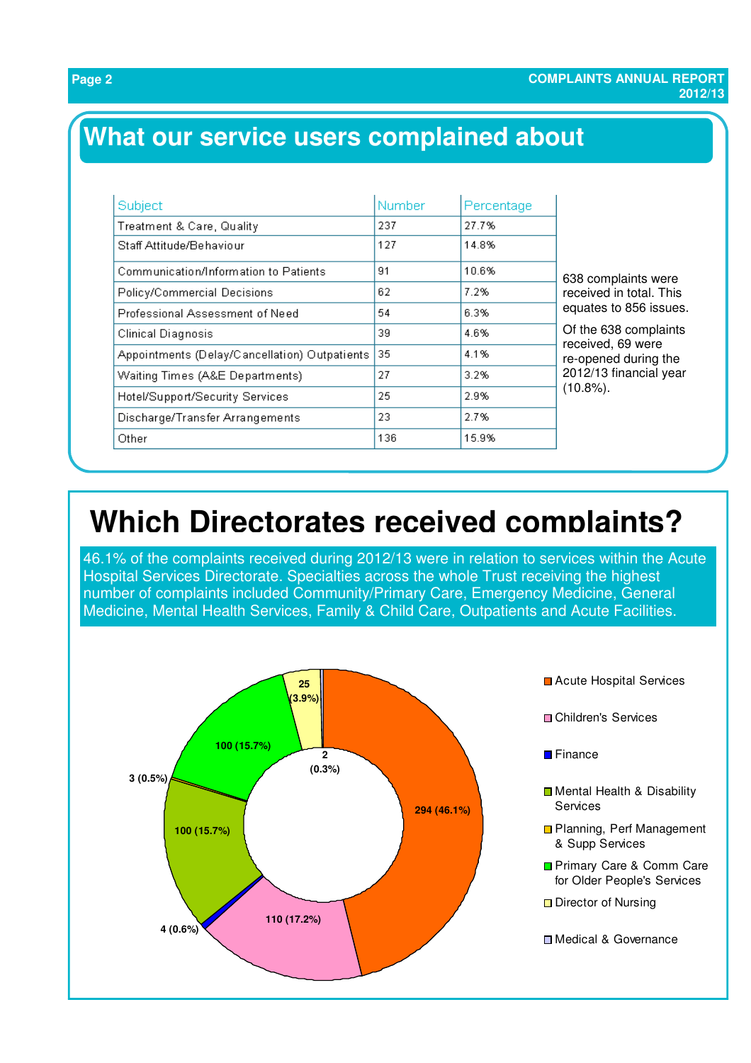## What our service users complained about

| Subject | Number | Percentage |
|---|---|---|
| Treatment & Care, Quality | 237 | 27.7% |
| Staff Attitude/Behaviour | 127 | 14.8% |
| Communication/Information to Patients | 91 | 10.6% |
| Policy/Commercial Decisions | 62 | 7.2% |
| Professional Assessment of Need | 54 | 6.3% |
| Clinical Diagnosis | 39 | 4.6% |
| Appointments (Delay/Cancellation) Outpatients | 35 | 4.1% |
| Waiting Times (A&E Departments) | 27 | 3.2% |
| Hotel/Support/Security Services | 25 | 2.9% |
| Discharge/Transfer Arrangements | 23 | 2.7% |
| Other | 136 | 15.9% |

638 complaints were received in total. This equates to 856 issues.

Of the 638 complaints received, 69 were re-opened during the 2012/13 financial year (10.8%).

# Which Directorates received complaints?

46.1% of the complaints received during 2012/13 were in relation to services within the Acute Hospital Services Directorate. Specialties across the whole Trust receiving the highest number of complaints included Community/Primary Care, Emergency Medicine, General Medicine, Mental Health Services, Family & Child Care, Outpatients and Acute Facilities.

| Directorate | Complaints |
|---|---|
| Acute Hospital Services | 294 (46.1%) |
| Children's Services | 110 (17.2%) |
| Finance | 4 (0.6%) |
| Mental Health & Disability Services | 100 (15.7%) |
| Planning, Perf Management & Supp Services | 3 (0.5%) |
| Primary Care & Comm Care for Older People's Services | 100 (15.7%) |
| Director of Nursing | 25 (3.9%) |
| Medical & Governance | 2 (0.3%) |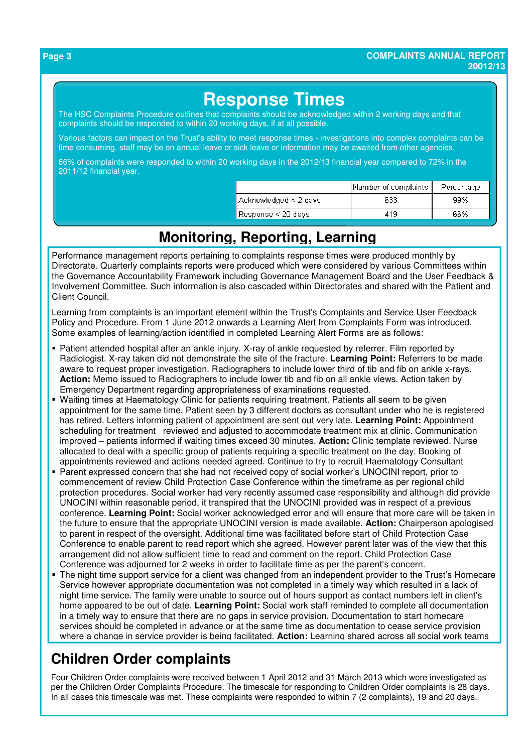# Response Times

The HSC Complaints Procedure outlines that complaints should be acknowledged within 2 working days and that complaints should be responded to within 20 working days, if at all possible.

Various factors can impact on the Trust's ability to meet response times - investigations into complex complaints can be time consuming, staff may be on annual leave or sick leave or information may be awaited from other agencies.

66% of complaints were responded to within 20 working days in the 2012/13 financial year compared to 72% in the 2011/12 financial year.

| | Number of complaints | Percentage |
|---|---|---|
| Acknowledged < 2 days | 633 | 99% |
| Response < 20 days | 419 | 66% |

# Monitoring, Reporting, Learning

Performance management reports pertaining to complaints response times were produced monthly by Directorate. Quarterly complaints reports were produced which were considered by various Committees within the Governance Accountability Framework including Governance Management Board and the User Feedback & Involvement Committee. Such information is also cascaded within Directorates and shared with the Patient and Client Council.

Learning from complaints is an important element within the Trust's Complaints and Service User Feedback Policy and Procedure. From 1 June 2012 onwards a Learning Alert from Complaints Form was introduced. Some examples of learning/action identified in completed Learning Alert Forms are as follows:

- Patient attended hospital after an ankle injury. X-ray of ankle requested by referrer. Film reported by Radiologist. X-ray taken did not demonstrate the site of the fracture. **Learning Point:** Referrers to be made aware to request proper investigation. Radiographers to include lower third of tib and fib on ankle x-rays. **Action:** Memo issued to Radiographers to include lower tib and fib on all ankle views. Action taken by Emergency Department regarding appropriateness of examinations requested.
- Waiting times at Haematology Clinic for patients requiring treatment. Patients all seem to be given appointment for the same time. Patient seen by 3 different doctors as consultant under who he is registered has retired. Letters informing patient of appointment are sent out very late. **Learning Point:** Appointment scheduling for treatment reviewed and adjusted to accommodate treatment mix at clinic. Communication improved – patients informed if waiting times exceed 30 minutes. **Action:** Clinic template reviewed. Nurse allocated to deal with a specific group of patients requiring a specific treatment on the day. Booking of appointments reviewed and actions needed agreed. Continue to try to recruit Haematology Consultant
- Parent expressed concern that she had not received copy of social worker's UNOCINI report, prior to commencement of review Child Protection Case Conference within the timeframe as per regional child protection procedures. Social worker had very recently assumed case responsibility and although did provide UNOCINI within reasonable period, it transpired that the UNOCINI provided was in respect of a previous conference. **Learning Point:** Social worker acknowledged error and will ensure that more care will be taken in the future to ensure that the appropriate UNOCINI version is made available. **Action:** Chairperson apologised to parent in respect of the oversight. Additional time was facilitated before start of Child Protection Case Conference to enable parent to read report which she agreed. However parent later was of the view that this arrangement did not allow sufficient time to read and comment on the report. Child Protection Case Conference was adjourned for 2 weeks in order to facilitate time as per the parent's concern.
- The night time support service for a client was changed from an independent provider to the Trust's Homecare Service however appropriate documentation was not completed in a timely way which resulted in a lack of night time service. The family were unable to source out of hours support as contact numbers left in client's home appeared to be out of date. **Learning Point:** Social work staff reminded to complete all documentation in a timely way to ensure that there are no gaps in service provision. Documentation to start homecare services should be completed in advance or at the same time as documentation to cease service provision where a change in service provider is being facilitated. **Action:** Learning shared across all social work teams

## Children Order complaints

Four Children Order complaints were received between 1 April 2012 and 31 March 2013 which were investigated as per the Children Order Complaints Procedure. The timescale for responding to Children Order complaints is 28 days. In all cases this timescale was met. These complaints were responded to within 7 (2 complaints), 19 and 20 days.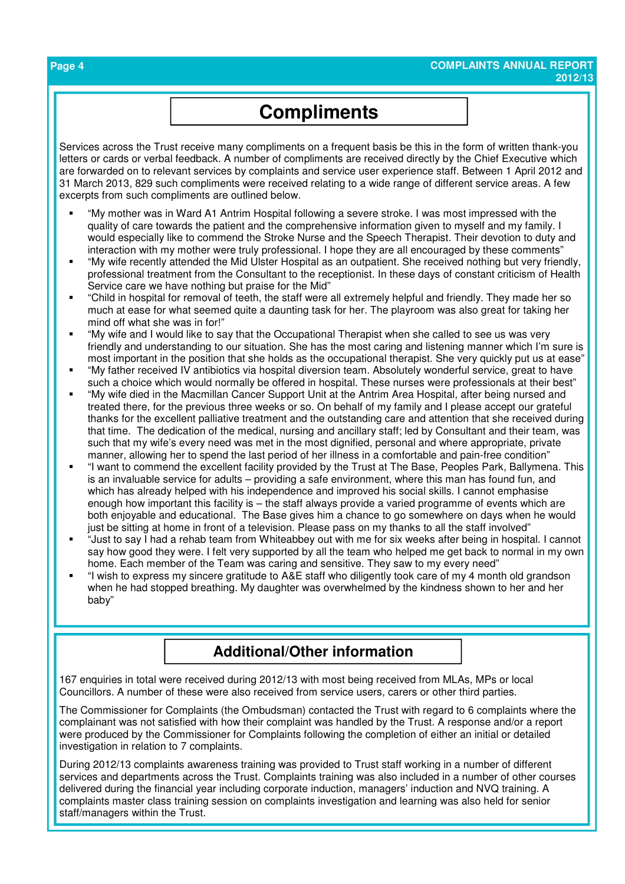## Compliments

Services across the Trust receive many compliments on a frequent basis be this in the form of written thank-you letters or cards or verbal feedback. A number of compliments are received directly by the Chief Executive which are forwarded on to relevant services by complaints and service user experience staff. Between 1 April 2012 and 31 March 2013, 829 such compliments were received relating to a wide range of different service areas. A few excerpts from such compliments are outlined below.

- "My mother was in Ward A1 Antrim Hospital following a severe stroke. I was most impressed with the quality of care towards the patient and the comprehensive information given to myself and my family. I would especially like to commend the Stroke Nurse and the Speech Therapist. Their devotion to duty and interaction with my mother were truly professional. I hope they are all encouraged by these comments"
- "My wife recently attended the Mid Ulster Hospital as an outpatient. She received nothing but very friendly, professional treatment from the Consultant to the receptionist. In these days of constant criticism of Health Service care we have nothing but praise for the Mid"
- "Child in hospital for removal of teeth, the staff were all extremely helpful and friendly. They made her so much at ease for what seemed quite a daunting task for her. The playroom was also great for taking her mind off what she was in for!"
- "My wife and I would like to say that the Occupational Therapist when she called to see us was very friendly and understanding to our situation. She has the most caring and listening manner which I'm sure is most important in the position that she holds as the occupational therapist. She very quickly put us at ease"
- "My father received IV antibiotics via hospital diversion team. Absolutely wonderful service, great to have such a choice which would normally be offered in hospital. These nurses were professionals at their best"
- "My wife died in the Macmillan Cancer Support Unit at the Antrim Area Hospital, after being nursed and treated there, for the previous three weeks or so. On behalf of my family and I please accept our grateful thanks for the excellent palliative treatment and the outstanding care and attention that she received during that time. The dedication of the medical, nursing and ancillary staff; led by Consultant and their team, was such that my wife's every need was met in the most dignified, personal and where appropriate, private manner, allowing her to spend the last period of her illness in a comfortable and pain-free condition"
- "I want to commend the excellent facility provided by the Trust at The Base, Peoples Park, Ballymena. This is an invaluable service for adults – providing a safe environment, where this man has found fun, and which has already helped with his independence and improved his social skills. I cannot emphasise enough how important this facility is – the staff always provide a varied programme of events which are both enjoyable and educational. The Base gives him a chance to go somewhere on days when he would just be sitting at home in front of a television. Please pass on my thanks to all the staff involved"
- "Just to say I had a rehab team from Whiteabbey out with me for six weeks after being in hospital. I cannot say how good they were. I felt very supported by all the team who helped me get back to normal in my own home. Each member of the Team was caring and sensitive. They saw to my every need"
- "I wish to express my sincere gratitude to A&E staff who diligently took care of my 4 month old grandson when he had stopped breathing. My daughter was overwhelmed by the kindness shown to her and her baby"

## Additional/Other information

167 enquiries in total were received during 2012/13 with most being received from MLAs, MPs or local Councillors. A number of these were also received from service users, carers or other third parties.

The Commissioner for Complaints (the Ombudsman) contacted the Trust with regard to 6 complaints where the complainant was not satisfied with how their complaint was handled by the Trust. A response and/or a report were produced by the Commissioner for Complaints following the completion of either an initial or detailed investigation in relation to 7 complaints.

During 2012/13 complaints awareness training was provided to Trust staff working in a number of different services and departments across the Trust. Complaints training was also included in a number of other courses delivered during the financial year including corporate induction, managers' induction and NVQ training. A complaints master class training session on complaints investigation and learning was also held for senior staff/managers within the Trust.